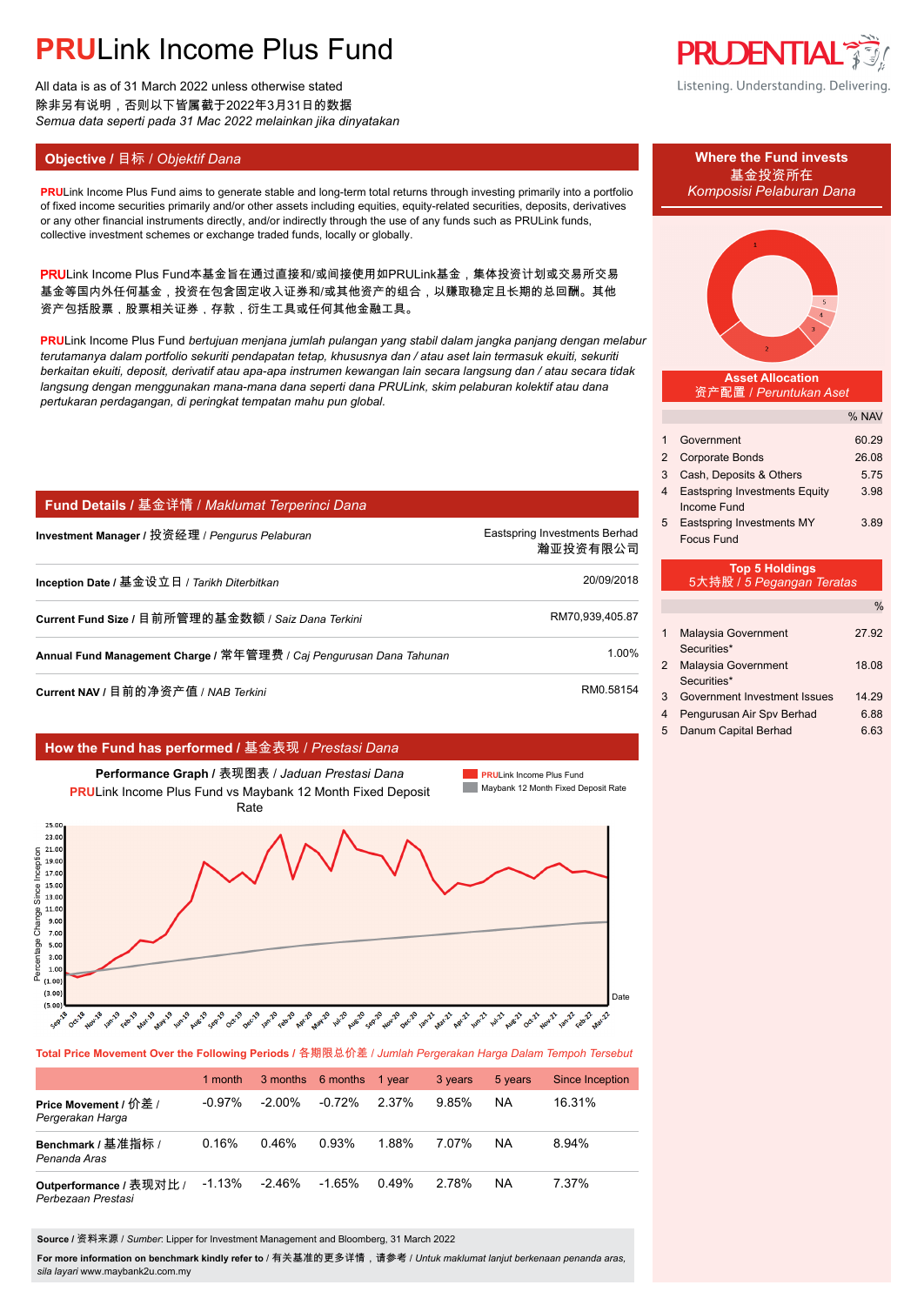# PRULink Income Plus Fund

All data is as of 31 March 2022 unless otherwise stated
除非另有说明，否则以下皆属截于2022年3月31日的数据
*Semua data seperti pada 31 Mac 2022 melainkan jika dinyatakan*

PRUDENTIAL
Listening. Understanding. Delivering.

## Objective / 目标 / *Objektif Dana*

PRULink Income Plus Fund aims to generate stable and long-term total returns through investing primarily into a portfolio of fixed income securities primarily and/or other assets including equities, equity-related securities, deposits, derivatives or any other financial instruments directly, and/or indirectly through the use of any funds such as PRULink funds, collective investment schemes or exchange traded funds, locally or globally.

PRULink Income Plus Fund本基金旨在通过直接和/或间接使用如PRULink基金，集体投资计划或交易所交易基金等国内外任何基金，投资在包含固定收入证券和/或其他资产的组合，以赚取稳定且长期的总回酬。其他资产包括股票，股票相关证券，存款，衍生工具或任何其他金融工具。

PRULink Income Plus Fund *bertujuan menjana jumlah pulangan yang stabil dalam jangka panjang dengan melabur terutamanya dalam portfolio sekuriti pendapatan tetap, khususnya dan / atau aset lain termasuk ekuiti, sekuriti berkaitan ekuiti, deposit, derivatif atau apa-apa instrumen kewangan lain secara langsung dan / atau secara tidak langsung dengan menggunakan mana-mana dana seperti dana PRULink, skim pelaburan kolektif atau dana pertukaran perdagangan, di peringkat tempatan mahu pun global.*

## Fund Details / 基金详情 / *Maklumat Terperinci Dana*

| | |
|---|---|
| **Investment Manager / 投资经理 /** *Pengurus Pelaburan* | Eastspring Investments Berhad 瀚亚投资有限公司 |
| **Inception Date / 基金设立日 /** *Tarikh Diterbitkan* | 20/09/2018 |
| **Current Fund Size / 目前所管理的基金数额 /** *Saiz Dana Terkini* | RM70,939,405.87 |
| **Annual Fund Management Charge / 常年管理费 /** *Caj Pengurusan Dana Tahunan* | 1.00% |
| **Current NAV / 目前的净资产值 /** *NAB Terkini* | RM0.58154 |

## How the Fund has performed / 基金表现 / *Prestasi Dana*

**Performance Graph / 表现图表 /** *Jaduan Prestasi Dana*
PRULink Income Plus Fund vs Maybank 12 Month Fixed Deposit Rate

Legend: PRULink Income Plus Fund; Maybank 12 Month Fixed Deposit Rate

**Total Price Movement Over the Following Periods / 各期限总价差 /** *Jumlah Pergerakan Harga Dalam Tempoh Tersebut*

| | 1 month | 3 months | 6 months | 1 year | 3 years | 5 years | Since Inception |
|---|---|---|---|---|---|---|---|
| **Price Movement / 价差 /** *Pergerakan Harga* | -0.97% | -2.00% | -0.72% | 2.37% | 9.85% | NA | 16.31% |
| **Benchmark / 基准指标 /** *Penanda Aras* | 0.16% | 0.46% | 0.93% | 1.88% | 7.07% | NA | 8.94% |
| **Outperformance / 表现对比 /** *Perbezaan Prestasi* | -1.13% | -2.46% | -1.65% | 0.49% | 2.78% | NA | 7.37% |

**Source / 资料来源 /** *Sumber*: Lipper for Investment Management and Bloomberg, 31 March 2022

**For more information on benchmark kindly refer to / 有关基准的更多详情，请参考 /** *Untuk maklumat lanjut berkenaan penanda aras, sila layari* www.maybank2u.com.my

## Where the Fund invests / 基金投资所在 / *Komposisi Pelaburan Dana*

### Asset Allocation / 资产配置 / *Peruntukan Aset*

| | | % NAV |
|---|---|---|
| 1 | Government | 60.29 |
| 2 | Corporate Bonds | 26.08 |
| 3 | Cash, Deposits & Others | 5.75 |
| 4 | Eastspring Investments Equity Income Fund | 3.98 |
| 5 | Eastspring Investments MY Focus Fund | 3.89 |

### Top 5 Holdings / 5大持股 / *5 Pegangan Teratas*

| | | % |
|---|---|---|
| 1 | Malaysia Government Securities* | 27.92 |
| 2 | Malaysia Government Securities* | 18.08 |
| 3 | Government Investment Issues | 14.29 |
| 4 | Pengurusan Air Spv Berhad | 6.88 |
| 5 | Danum Capital Berhad | 6.63 |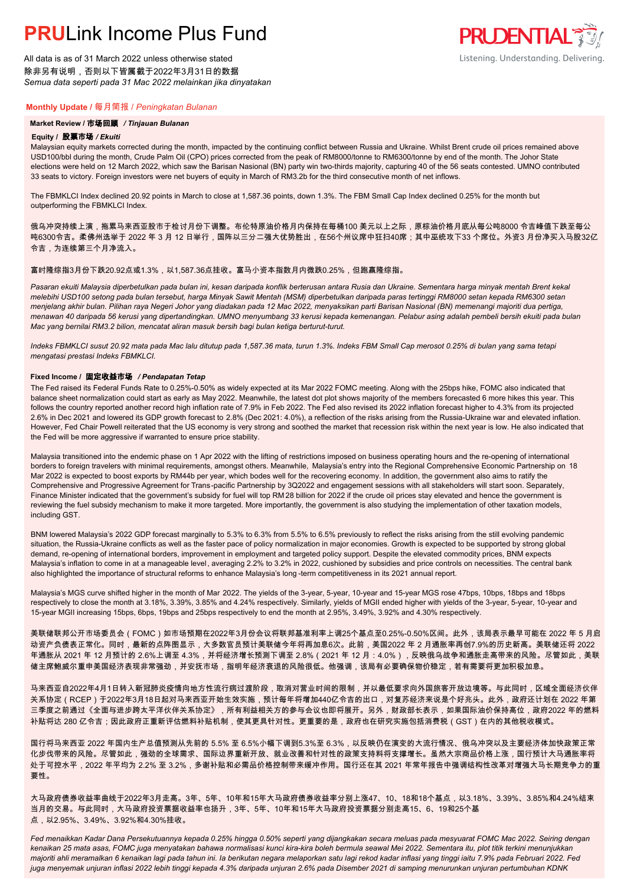# PRULink Income Plus Fund

All data is as of 31 March 2022 unless otherwise stated
除非另有说明，否则以下皆属截于2022年3月31日的数据
*Semua data seperti pada 31 Mac 2022 melainkan jika dinyatakan*

## Monthly Update / 每月简报 / *Peningkatan Bulanan*

### Market Review / 市场回顾 / *Tinjauan Bulanan*

#### Equity / 股票市场 / *Ekuiti*

Malaysian equity markets corrected during the month, impacted by the continuing conflict between Russia and Ukraine. Whilst Brent crude oil prices remained above USD100/bbl during the month, Crude Palm Oil (CPO) prices corrected from the peak of RM8000/tonne to RM6300/tonne by end of the month. The Johor State elections were held on 12 March 2022, which saw the Barisan Nasional (BN) party win two-thirds majority, capturing 40 of the 56 seats contested. UMNO contributed 33 seats to victory. Foreign investors were net buyers of equity in March of RM3.2b for the third consecutive month of net inflows.

The FBMKLCI Index declined 20.92 points in March to close at 1,587.36 points, down 1.3%. The FBM Small Cap Index declined 0.25% for the month but outperforming the FBMKLCI Index.

俄乌冲突持续上演，拖累马来西亚股市于检讨月份下调整。布伦特原油价格月内保持在每桶100 美元以上之际，原棕油价格月底从每公吨8000 令吉峰值下跌至每公吨6300令吉。柔佛州选举于 2022 年 3 月 12 日举行，国阵以三分二强大优势胜出，在56个州议席中狂扫40席；其中巫统攻下33 个席位。外资3 月份净买入马股32亿令吉，为连续第三个月净流入。

富时隆综指3月份下跌20.92点或1.3%，以1,587.36点挂收。富马小资本指数月内微跌0.25%，但跑赢隆综指。

*Pasaran ekuiti Malaysia diperbetulkan pada bulan ini, kesan daripada konflik berterusan antara Rusia dan Ukraine. Sementara harga minyak mentah Brent kekal melebihi USD100 setong pada bulan tersebut, harga Minyak Sawit Mentah (MSM) diperbetulkan daripada paras tertinggi RM8000 setan kepada RM6300 setan menjelang akhir bulan. Pilihan raya Negeri Johor yang diadakan pada 12 Mac 2022, menyaksikan parti Barisan Nasional (BN) memenangi majoriti dua pertiga, menawan 40 daripada 56 kerusi yang dipertandingkan. UMNO menyumbang 33 kerusi kepada kemenangan. Pelabur asing adalah pembeli bersih ekuiti pada bulan Mac yang bernilai RM3.2 bilion, mencatat aliran masuk bersih bagi bulan ketiga berturut-turut.*

*Indeks FBMKLCI susut 20.92 mata pada Mac lalu ditutup pada 1,587.36 mata, turun 1.3%. Indeks FBM Small Cap merosot 0.25% di bulan yang sama tetapi mengatasi prestasi Indeks FBMKLCI.*

#### Fixed Income / 固定收益市场 / *Pendapatan Tetap*

The Fed raised its Federal Funds Rate to 0.25%-0.50% as widely expected at its Mar 2022 FOMC meeting. Along with the 25bps hike, FOMC also indicated that balance sheet normalization could start as early as May 2022. Meanwhile, the latest dot plot shows majority of the members forecasted 6 more hikes this year. This follows the country reported another record high inflation rate of 7.9% in Feb 2022. The Fed also revised its 2022 inflation forecast higher to 4.3% from its projected 2.6% in Dec 2021 and lowered its GDP growth forecast to 2.8% (Dec 2021: 4.0%), a reflection of the risks arising from the Russia-Ukraine war and elevated inflation. However, Fed Chair Powell reiterated that the US economy is very strong and soothed the market that recession risk within the next year is low. He also indicated that the Fed will be more aggressive if warranted to ensure price stability.

Malaysia transitioned into the endemic phase on 1 Apr 2022 with the lifting of restrictions imposed on business operating hours and the re-opening of international borders to foreign travelers with minimal requirements, amongst others. Meanwhile, Malaysia's entry into the Regional Comprehensive Economic Partnership on 18 Mar 2022 is expected to boost exports by RM44b per year, which bodes well for the recovering economy. In addition, the government also aims to ratify the Comprehensive and Progressive Agreement for Trans-pacific Partnership by 3Q2022 and engagement sessions with all stakeholders will start soon. Separately, Finance Minister indicated that the government's subsidy for fuel will top RM28 billion for 2022 if the crude oil prices stay elevated and hence the government is reviewing the fuel subsidy mechanism to make it more targeted. More importantly, the government is also studying the implementation of other taxation models, including GST.

BNM lowered Malaysia's 2022 GDP forecast marginally to 5.3% to 6.3% from 5.5% to 6.5% previously to reflect the risks arising from the still evolving pandemic situation, the Russia-Ukraine conflicts as well as the faster pace of policy normalization in major economies. Growth is expected to be supported by strong global demand, re-opening of international borders, improvement in employment and targeted policy support. Despite the elevated commodity prices, BNM expects Malaysia's inflation to come in at a manageable level, averaging 2.2% to 3.2% in 2022, cushioned by subsidies and price controls on necessities. The central bank also highlighted the importance of structural reforms to enhance Malaysia's long-term competitiveness in its 2021 annual report.

Malaysia's MGS curve shifted higher in the month of Mar 2022. The yields of the 3-year, 5-year, 10-year and 15-year MGS rose 47bps, 10bps, 18bps and 18bps respectively to close the month at 3.18%, 3.39%, 3.85% and 4.24% respectively. Similarly, yields of MGII ended higher with yields of the 3-year, 5-year, 10-year and 15-year MGII increasing 15bps, 6bps, 19bps and 25bps respectively to end the month at 2.95%, 3.49%, 3.92% and 4.30% respectively.

美联储联邦公开市场委员会（FOMC）如市场预期在2022年3月份会议将联邦基准利率上调25个基点至0.25%-0.50%区间。此外，该局表示最早可能在 2022 年 5 月启动资产负债表正常化。同时，最新的点阵图显示，大多数官员预计美联储今年将再加息6次。此前，美国2022 年 2 月通胀率再创7.9%的历史新高。美联储还将 2022 年通胀从 2021 年 12 月预计的 2.6%上调至 4.3%，并将经济增长预测下调至 2.8%（2021 年 12 月：4.0%），反映俄乌战争和通胀走高带来的风险。尽管如此，美联储主席鲍威尔重申美国经济表现非常强劲，并安抚市场，指明年经济衰退的风险很低。他强调，该局有必要确保物价稳定，若有需要将更加积极加息。

马来西亚自2022年4月1日起转入新冠肺炎疫情向地方性流行病过渡阶段，取消对营业时间的限制，并以最低要求向外国旅客开放边境等。与此同时，区域全面经济伙伴关系协定（RCEP）于2022年3月18日起对马来西亚开始生效实施，预计每年将增加440亿令吉的出口，对复苏经济来说是个好兆头。此外，政府还计划在 2022 年第三季度之前通过《全面与进步跨太平洋伙伴关系协定》，所有利益相关方的参与会议也即将展开。另外，财政部长表示，如果国际油价保持高位，政府2022 年的燃料补贴将达 280 亿令吉；因此政府正重新评估燃料补贴机制，使其更具针对性。更重要的是，政府也在研究实施包括消费税（GST）在内的其他税收模式。

国行将马来西亚 2022 年国内生产总值预测从先前的 5.5% 至 6.5%小幅下调到5.3%至 6.3%，以反映仍在演变的大流行情况、俄乌冲突以及主要经济体加快政策正常化步伐带来的风险。尽管如此，强劲的全球需求、国际边界重新开放、就业改善和针对性的政策支持将支撑增长。虽然大宗商品价格上涨，国行预计大马通胀率将处于可控水平，2022 年平均为 2.2% 至 3.2%，多谢补贴和必需品价格控制带来缓冲作用。国行还在其 2021 年常年报告中强调结构性改革对增强大马长期竞争力的重要性。

大马政府债券收益率曲线于2022年3月走高。3年、5年、10年和15年大马政府债券收益率分别上涨47、10、18和18个基点，以3.18%、3.39%、3.85%和4.24%结束当月的交易。与此同时，大马政府投资票据收益率也扬升，3年、5年、10年和15年大马政府投资票据分别走高15、6、19和25个基点，以2.95%、3.49%、3.92%和4.30%挂收。

*Fed menaikkan Kadar Dana Persekutuannya kepada 0.25% hingga 0.50% seperti yang dijangkakan secara meluas pada mesyuarat FOMC Mac 2022. Seiring dengan kenaikan 25 mata asas, FOMC juga menyatakan bahawa normalisasi kunci kira-kira boleh bermula seawal Mei 2022. Sementara itu, plot titik terkini menunjukkan majoriti ahli meramalkan 6 kenaikan lagi pada tahun ini. Ia berikutan negara melaporkan satu lagi rekod kadar inflasi yang tinggi iaitu 7.9% pada Februari 2022. Fed juga menyemak unjuran inflasi 2022 lebih tinggi kepada 4.3% daripada unjuran 2.6% pada Disember 2021 di samping menurunkan unjuran pertumbuhan KDNK*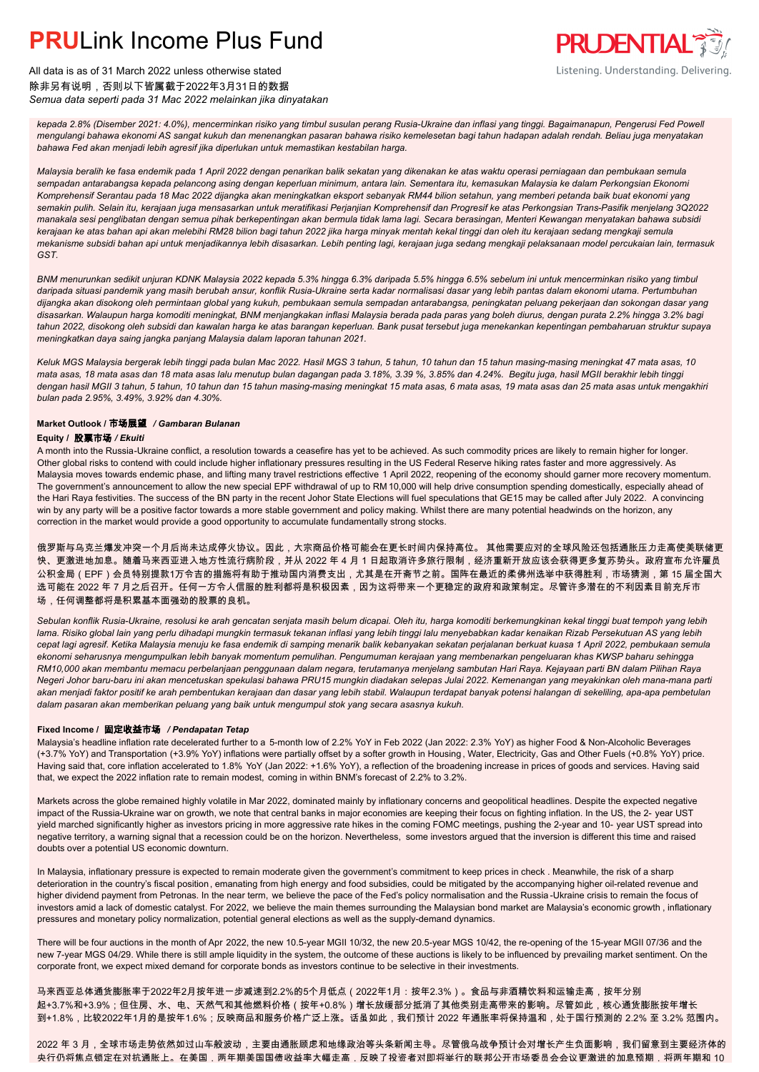*kepada 2.8% (Disember 2021: 4.0%), mencerminkan risiko yang timbul susulan perang Rusia-Ukraine dan inflasi yang tinggi. Bagaimanapun, Pengerusi Fed Powell mengulangi bahawa ekonomi AS sangat kukuh dan menenangkan pasaran bahawa risiko kemelesetan bagi tahun hadapan adalah rendah. Beliau juga menyatakan bahawa Fed akan menjadi lebih agresif jika diperlukan untuk memastikan kestabilan harga.*

*Malaysia beralih ke fasa endemik pada 1 April 2022 dengan penarikan balik sekatan yang dikenakan ke atas waktu operasi perniagaan dan pembukaan semula sempadan antarabangsa kepada pelancong asing dengan keperluan minimum, antara lain. Sementara itu, kemasukan Malaysia ke dalam Perkongsian Ekonomi Komprehensif Serantau pada 18 Mac 2022 dijangka akan meningkatkan eksport sebanyak RM44 bilion setahun, yang memberi petanda baik buat ekonomi yang semakin pulih. Selain itu, kerajaan juga mensasarkan untuk meratifikasi Perjanjian Komprehensif dan Progresif ke atas Perkongsian Trans-Pasifik menjelang 3Q2022 manakala sesi penglibatan dengan semua pihak berkepentingan akan bermula tidak lama lagi. Secara berasingan, Menteri Kewangan menyatakan bahawa subsidi kerajaan ke atas bahan api akan melebihi RM28 bilion bagi tahun 2022 jika harga minyak mentah kekal tinggi dan oleh itu kerajaan sedang mengkaji semula mekanisme subsidi bahan api untuk menjadikannya lebih disasarkan. Lebih penting lagi, kerajaan juga sedang mengkaji pelaksanaan model percukaian lain, termasuk GST.*

*BNM menurunkan sedikit unjuran KDNK Malaysia 2022 kepada 5.3% hingga 6.3% daripada 5.5% hingga 6.5% sebelum ini untuk mencerminkan risiko yang timbul daripada situasi pandemik yang masih berubah ansur, konflik Rusia-Ukraine serta kadar normalisasi dasar yang lebih pantas dalam ekonomi utama. Pertumbuhan dijangka akan disokong oleh permintaan global yang kukuh, pembukaan semula sempadan antarabangsa, peningkatan peluang pekerjaan dan sokongan dasar yang disasarkan. Walaupun harga komoditi meningkat, BNM menjangkakan inflasi Malaysia berada pada paras yang boleh diurus, dengan purata 2.2% hingga 3.2% bagi tahun 2022, disokong oleh subsidi dan kawalan harga ke atas barangan keperluan. Bank pusat tersebut juga menekankan kepentingan pembaharuan struktur supaya meningkatkan daya saing jangka panjang Malaysia dalam laporan tahunan 2021.*

*Keluk MGS Malaysia bergerak lebih tinggi pada bulan Mac 2022. Hasil MGS 3 tahun, 5 tahun, 10 tahun dan 15 tahun masing-masing meningkat 47 mata asas, 10 mata asas, 18 mata asas dan 18 mata asas lalu menutup bulan dagangan pada 3.18%, 3.39 %, 3.85% dan 4.24%. Begitu juga, hasil MGII berakhir lebih tinggi dengan hasil MGII 3 tahun, 5 tahun, 10 tahun dan 15 tahun masing-masing meningkat 15 mata asas, 6 mata asas, 19 mata asas dan 25 mata asas untuk mengakhiri bulan pada 2.95%, 3.49%, 3.92% dan 4.30%.*

### Market Outlook / 市场展望 / *Gambaran Bulanan*

#### Equity / 股票市场 / *Ekuiti*

A month into the Russia-Ukraine conflict, a resolution towards a ceasefire has yet to be achieved. As such commodity prices are likely to remain higher for longer. Other global risks to contend with could include higher inflationary pressures resulting in the US Federal Reserve hiking rates faster and more aggressively. As Malaysia moves towards endemic phase, and lifting many travel restrictions effective 1 April 2022, reopening of the economy should garner more recovery momentum. The government's announcement to allow the new special EPF withdrawal of up to RM 10,000 will help drive consumption spending domestically, especially ahead of the Hari Raya festivities. The success of the BN party in the recent Johor State Elections will fuel speculations that GE15 may be called after July 2022. A convincing win by any party will be a positive factor towards a more stable government and policy making. Whilst there are many potential headwinds on the horizon, any correction in the market would provide a good opportunity to accumulate fundamentally strong stocks.

俄罗斯与乌克兰爆发冲突一个月后尚未达成停火协议。因此，大宗商品价格可能会在更长时间内保持高位。 其他需要应对的全球风险还包括通胀压力走高使美联储更快、更激进地加息。随着马来西亚进入地方性流行病阶段，并从 2022 年 4 月 1 日起取消许多旅行限制，经济重新开放应该会获得更多复苏势头。政府宣布允许雇员公积金局（EPF）会员特别提款1万令吉的措施将有助于推动国内消费支出，尤其是在开斋节之前。国阵在最近的柔佛州选举中获得胜利，市场猜测，第 15 届全国大选可能在 2022 年 7 月之后召开。任何一方令人信服的胜利都将是积极因素，因为这将带来一个更稳定的政府和政策制定。尽管许多潜在的不利因素目前充斥市场，任何调整都将是积累基本面强劲的股票的良机。

*Sebulan konflik Rusia-Ukraine, resolusi ke arah gencatan senjata masih belum dicapai. Oleh itu, harga komoditi berkemungkinan kekal tinggi buat tempoh yang lebih lama. Risiko global lain yang perlu dihadapi mungkin termasuk tekanan inflasi yang lebih tinggi lalu menyebabkan kadar kenaikan Rizab Persekutuan AS yang lebih cepat lagi agresif. Ketika Malaysia menuju ke fasa endemik di samping menarik balik kebanyakan sekatan perjalanan berkuat kuasa 1 April 2022, pembukaan semula ekonomi seharusnya mengumpulkan lebih banyak momentum pemulihan. Pengumuman kerajaan yang membenarkan pengeluaran khas KWSP baharu sehingga RM10,000 akan membantu memacu perbelanjaan penggunaan dalam negara, terutamanya menjelang sambutan Hari Raya. Kejayaan parti BN dalam Pilihan Raya Negeri Johor baru-baru ini akan mencetuskan spekulasi bahawa PRU15 mungkin diadakan selepas Julai 2022. Kemenangan yang meyakinkan oleh mana-mana parti akan menjadi faktor positif ke arah pembentukan kerajaan dan dasar yang lebih stabil. Walaupun terdapat banyak potensi halangan di sekeliling, apa-apa pembetulan dalam pasaran akan memberikan peluang yang baik untuk mengumpul stok yang secara asasnya kukuh.*

#### Fixed Income / 固定收益市场 / *Pendapatan Tetap*

Malaysia's headline inflation rate decelerated further to a 5-month low of 2.2% YoY in Feb 2022 (Jan 2022: 2.3% YoY) as higher Food & Non-Alcoholic Beverages (+3.7% YoY) and Transportation (+3.9% YoY) inflations were partially offset by a softer growth in Housing, Water, Electricity, Gas and Other Fuels (+0.8% YoY) price. Having said that, core inflation accelerated to 1.8% YoY (Jan 2022: +1.6% YoY), a reflection of the broadening increase in prices of goods and services. Having said that, we expect the 2022 inflation rate to remain modest, coming in within BNM's forecast of 2.2% to 3.2%.

Markets across the globe remained highly volatile in Mar 2022, dominated mainly by inflationary concerns and geopolitical headlines. Despite the expected negative impact of the Russia-Ukraine war on growth, we note that central banks in major economies are keeping their focus on fighting inflation. In the US, the 2- year UST yield marched significantly higher as investors pricing in more aggressive rate hikes in the coming FOMC meetings, pushing the 2-year and 10- year UST spread into negative territory, a warning signal that a recession could be on the horizon. Nevertheless, some investors argued that the inversion is different this time and raised doubts over a potential US economic downturn.

In Malaysia, inflationary pressure is expected to remain moderate given the government's commitment to keep prices in check . Meanwhile, the risk of a sharp deterioration in the country's fiscal position, emanating from high energy and food subsidies, could be mitigated by the accompanying higher oil-related revenue and higher dividend payment from Petronas. In the near term, we believe the pace of the Fed's policy normalisation and the Russia -Ukraine crisis to remain the focus of investors amid a lack of domestic catalyst. For 2022, we believe the main themes surrounding the Malaysian bond market are Malaysia's economic growth , inflationary pressures and monetary policy normalization, potential general elections as well as the supply-demand dynamics.

There will be four auctions in the month of Apr 2022, the new 10.5-year MGII 10/32, the new 20.5-year MGS 10/42, the re-opening of the 15-year MGII 07/36 and the new 7-year MGS 04/29. While there is still ample liquidity in the system, the outcome of these auctions is likely to be influenced by prevailing market sentiment. On the corporate front, we expect mixed demand for corporate bonds as investors continue to be selective in their investments.

马来西亚总体通货膨胀率于2022年2月按年进一步减速到2.2%的5个月低点（2022年1月：按年2.3%）。食品与非酒精饮料和运输走高，按年分别起+3.7%和+3.9%；但住房、水、电、天然气和其他燃料价格（按年+0.8%）增长放缓部分抵消了其他类别走高带来的影响。尽管如此，核心通货膨胀按年增长到+1.8%，比较2022年1月的是按年1.6%；反映商品和服务价格广泛上涨。话虽如此，我们预计 2022 年通胀率将保持温和，处于国行预测的 2.2% 至 3.2% 范围内。

2022 年 3 月，全球市场走势依然如过山车般波动，主要由通胀顾虑和地缘政治等头条新闻主导。尽管俄乌战争预计会对增长产生负面影响，我们留意到主要经济体的央行仍将焦点锁定在对抗通胀上。在美国，两年期美国国债收益率大幅走高，反映了投资者对即将举行的联邦公开市场委员会会议更激进的加息预期，将两年期和 10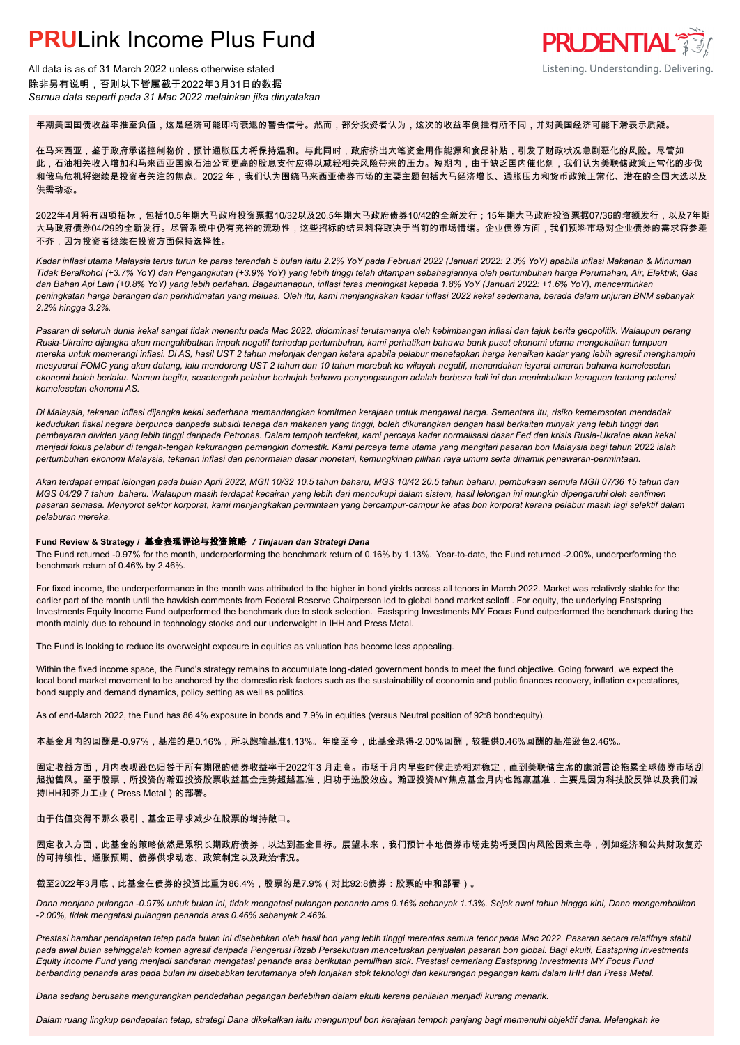# **PRU**Link Income Plus Fund

All data is as of 31 March 2022 unless otherwise stated
除非另有说明，否则以下皆属截于2022年3月31日的数据
*Semua data seperti pada 31 Mac 2022 melainkan jika dinyatakan*

年期美国国债收益率推至负值，这是经济可能即将衰退的警告信号。然而，部分投资者认为，这次的收益率倒挂有所不同，并对美国经济可能下滑表示质疑。

在马来西亚，鉴于政府承诺控制物价，预计通胀压力将保持温和。与此同时，政府挤出大笔资金用作能源和食品补贴，引发了财政状况急剧恶化的风险。尽管如此，石油相关收入增加和马来西亚国家石油公司更高的股息支付应得以减轻相关风险带来的压力。短期内，由于缺乏国内催化剂，我们认为美联储政策正常化的步伐和俄乌危机将继续是投资者关注的焦点。2022 年，我们认为围绕马来西亚债券市场的主要主题包括大马经济增长、通胀压力和货币政策正常化、潜在的全国大选以及供需动态。

2022年4月将有四项招标，包括10.5年期大马政府投资票据10/32以及20.5年期大马政府债券10/42的全新发行；15年期大马政府投资票据07/36的增额发行，以及7年期大马政府债券04/29的全新发行。尽管系统中仍有充裕的流动性，这些招标的结果料将取决于当前的市场情绪。企业债券方面，我们预料市场对企业债券的需求将参差不齐，因为投资者继续在投资方面保持选择性。

*Kadar inflasi utama Malaysia terus turun ke paras terendah 5 bulan iaitu 2.2% YoY pada Februari 2022 (Januari 2022: 2.3% YoY) apabila inflasi Makanan & Minuman Tidak Beralkohol (+3.7% YoY) dan Pengangkutan (+3.9% YoY) yang lebih tinggi telah ditampan sebahagiannya oleh pertumbuhan harga Perumahan, Air, Elektrik, Gas dan Bahan Api Lain (+0.8% YoY) yang lebih perlahan. Bagaimanapun, inflasi teras meningkat kepada 1.8% YoY (Januari 2022: +1.6% YoY), mencerminkan peningkatan harga barangan dan perkhidmatan yang meluas. Oleh itu, kami menjangkakan kadar inflasi 2022 kekal sederhana, berada dalam unjuran BNM sebanyak 2.2% hingga 3.2%.*

*Pasaran di seluruh dunia kekal sangat tidak menentu pada Mac 2022, didominasi terutamanya oleh kebimbangan inflasi dan tajuk berita geopolitik. Walaupun perang Rusia-Ukraine dijangka akan mengakibatkan impak negatif terhadap pertumbuhan, kami perhatikan bahawa bank pusat ekonomi utama mengekalkan tumpuan mereka untuk memerangi inflasi. Di AS, hasil UST 2 tahun melonjak dengan ketara apabila pelabur menetapkan harga kenaikan kadar yang lebih agresif menghampiri mesyuarat FOMC yang akan datang, lalu mendorong UST 2 tahun dan 10 tahun merebak ke wilayah negatif, menandakan isyarat amaran bahawa kemelesetan ekonomi boleh berlaku. Namun begitu, setengah pelabur berhujah bahawa penyongsangan adalah berbeza kali ini dan menimbulkan keraguan tentang potensi kemelesetan ekonomi AS.*

*Di Malaysia, tekanan inflasi dijangka kekal sederhana memandangkan komitmen kerajaan untuk mengawal harga. Sementara itu, risiko kemerosotan mendadak kedudukan fiskal negara berpunca daripada subsidi tenaga dan makanan yang tinggi, boleh dikurangkan dengan hasil berkaitan minyak yang lebih tinggi dan pembayaran dividen yang lebih tinggi daripada Petronas. Dalam tempoh terdekat, kami percaya kadar normalisasi dasar Fed dan krisis Rusia-Ukraine akan kekal menjadi fokus pelabur di tengah-tengah kekurangan pemangkin domestik. Kami percaya tema utama yang mengitari pasaran bon Malaysia bagi tahun 2022 ialah pertumbuhan ekonomi Malaysia, tekanan inflasi dan penormalan dasar monetari, kemungkinan pilihan raya umum serta dinamik penawaran-permintaan.*

*Akan terdapat empat lelongan pada bulan April 2022, MGII 10/32 10.5 tahun baharu, MGS 10/42 20.5 tahun baharu, pembukaan semula MGII 07/36 15 tahun dan MGS 04/29 7 tahun baharu. Walaupun masih terdapat kecairan yang lebih dari mencukupi dalam sistem, hasil lelongan ini mungkin dipengaruhi oleh sentimen pasaran semasa. Menyorot sektor korporat, kami menjangkakan permintaan yang bercampur-campur ke atas bon korporat kerana pelabur masih lagi selektif dalam pelaburan mereka.*

### Fund Review & Strategy / 基金表现评论与投资策略 / *Tinjauan dan Strategi Dana*

The Fund returned -0.97% for the month, underperforming the benchmark return of 0.16% by 1.13%. Year-to-date, the Fund returned -2.00%, underperforming the benchmark return of 0.46% by 2.46%.

For fixed income, the underperformance in the month was attributed to the higher in bond yields across all tenors in March 2022. Market was relatively stable for the earlier part of the month until the hawkish comments from Federal Reserve Chairperson led to global bond market selloff . For equity, the underlying Eastspring Investments Equity Income Fund outperformed the benchmark due to stock selection. Eastspring Investments MY Focus Fund outperformed the benchmark during the month mainly due to rebound in technology stocks and our underweight in IHH and Press Metal.

The Fund is looking to reduce its overweight exposure in equities as valuation has become less appealing.

Within the fixed income space, the Fund's strategy remains to accumulate long-dated government bonds to meet the fund objective. Going forward, we expect the local bond market movement to be anchored by the domestic risk factors such as the sustainability of economic and public finances recovery, inflation expectations, bond supply and demand dynamics, policy setting as well as politics.

As of end-March 2022, the Fund has 86.4% exposure in bonds and 7.9% in equities (versus Neutral position of 92:8 bond:equity).

本基金月内的回酬是-0.97%，基准的是0.16%，所以跑输基准1.13%。年度至今，此基金录得-2.00%回酬，较提供0.46%回酬的基准逊色2.46%。

固定收益方面，月内表现逊色归咎于所有期限的债券收益率于2022年3 月走高。市场于月内早些时候走势相对稳定，直到美联储主席的鹰派言论拖累全球债券市场刮起抛售风。至于股票，所投资的瀚亚投资股票收益基金走势超越基准，归功于选股效应。瀚亚投资MY焦点基金月内也跑赢基准，主要是因为科技股反弹以及我们减持IHH和齐力工业（Press Metal）的部署。

由于估值变得不那么吸引，基金正寻求减少在股票的增持敞口。

固定收入方面，此基金的策略依然是累积长期政府债券，以达到基金目标。展望未来，我们预计本地债券市场走势将受国内风险因素主导，例如经济和公共财政复苏的可持续性、通胀预期、债券供求动态、政策制定以及政治情况。

截至2022年3月底，此基金在债券的投资比重为86.4%，股票的是7.9%（对比92:8债券：股票的中和部署）。

*Dana menjana pulangan -0.97% untuk bulan ini, tidak mengatasi pulangan penanda aras 0.16% sebanyak 1.13%. Sejak awal tahun hingga kini, Dana mengembalikan -2.00%, tidak mengatasi pulangan penanda aras 0.46% sebanyak 2.46%.*

*Prestasi hambar pendapatan tetap pada bulan ini disebabkan oleh hasil bon yang lebih tinggi merentas semua tenor pada Mac 2022. Pasaran secara relatifnya stabil pada awal bulan sehinggalah komen agresif daripada Pengerusi Rizab Persekutuan mencetuskan penjualan pasaran bon global. Bagi ekuiti, Eastspring Investments Equity Income Fund yang menjadi sandaran mengatasi penanda aras berikutan pemilihan stok. Prestasi cemerlang Eastspring Investments MY Focus Fund berbanding penanda aras pada bulan ini disebabkan terutamanya oleh lonjakan stok teknologi dan kekurangan pegangan kami dalam IHH dan Press Metal.*

*Dana sedang berusaha mengurangkan pendedahan pegangan berlebihan dalam ekuiti kerana penilaian menjadi kurang menarik.*

*Dalam ruang lingkup pendapatan tetap, strategi Dana dikekalkan iaitu mengumpul bon kerajaan tempoh panjang bagi memenuhi objektif dana. Melangkah ke*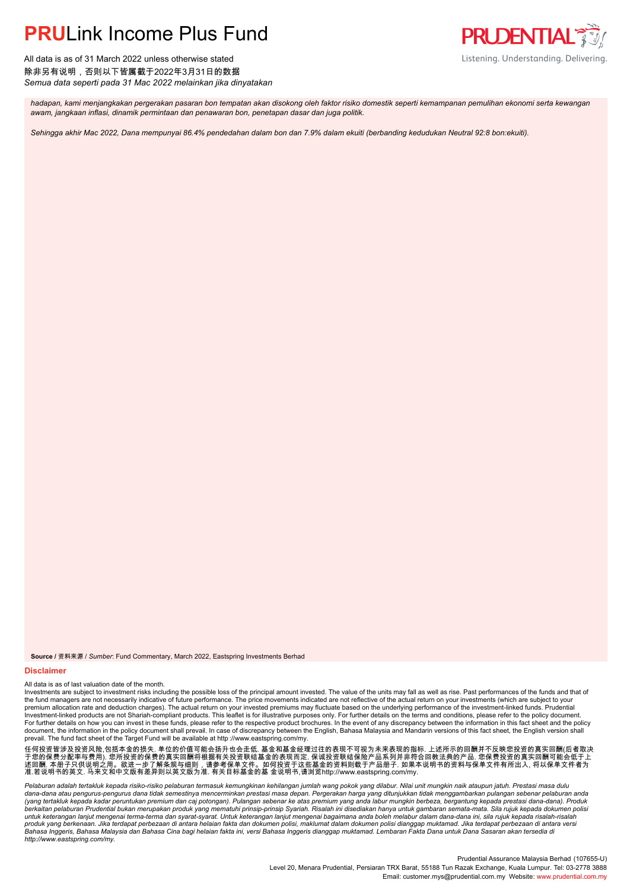hadapan, kami menjangkakan pergerakan pasaran bon tempatan akan disokong oleh faktor risiko domestik seperti kemampanan pemulihan ekonomi serta kewangan awam, jangkaan inflasi, dinamik permintaan dan penawaran bon, penetapan dasar dan juga politik.

*Sehingga akhir Mac 2022, Dana mempunyai 86.4% pendedahan dalam bon dan 7.9% dalam ekuiti (berbanding kedudukan Neutral 92:8 bon:ekuiti).*

**Source /** 资料来源 / *Sumber*: Fund Commentary, March 2022, Eastspring Investments Berhad

## Disclaimer

All data is as of last valuation date of the month.
Investments are subject to investment risks including the possible loss of the principal amount invested. The value of the units may fall as well as rise. Past performances of the funds and that of the fund managers are not necessarily indicative of future performance. The price movements indicated are not reflective of the actual return on your investments (which are subject to your premium allocation rate and deduction charges). The actual return on your invested premiums may fluctuate based on the underlying performance of the investment-linked funds. Prudential Investment-linked products are not Shariah-compliant products. This leaflet is for illustrative purposes only. For further details on the terms and conditions, please refer to the policy document. For further details on how you can invest in these funds, please refer to the respective product brochures. In the event of any discrepancy between the information in this fact sheet and the policy document, the information in the policy document shall prevail. In case of discrepancy between the English, Bahasa Malaysia and Mandarin versions of this fact sheet, the English version shall prevail. The fund fact sheet of the Target Fund will be available at http ://www.eastspring.com/my.

任何投资皆涉及投资风险,包括本金的损失. 单位的价值可能会扬升也会走低. 基金和基金经理过往的表现不可视为未来表现的指标. 上述所示的回酬并不反映您投资的真实回酬(后者取决于您的保费分配率与费用). 您所投资的保费的真实回酬将根据有关投资联结基金的表现而定. 保诚投资联结保险产品系列并非符合回教法典的产品. 您保费投资的真实回酬可能会低于上述回酬. 本册子只供说明之用。欲进一步了解条规与细则，请参考保单文件。如何投资于这些基金的资料则载于产品册子. 如果本说明书的资料与保单文件有所出入, 将以保单文件者为准.若说明书的英文. 马来文和中文版有差异则以英文版为准. 有关目标基金的基 金说明书,请浏览http://www.eastspring.com/my.

*Pelaburan adalah tertakluk kepada risiko-risiko pelaburan termasuk kemungkinan kehilangan jumlah wang pokok yang dilabur. Nilai unit mungkin naik ataupun jatuh. Prestasi masa dulu dana-dana atau pengurus-pengurus dana tidak semestinya mencerminkan prestasi masa depan. Pergerakan harga yang ditunjukkan tidak menggambarkan pulangan sebenar pelaburan anda (yang tertakluk kepada kadar peruntukan premium dan caj potongan). Pulangan sebenar ke atas premium yang anda labur mungkin berbeza, bergantung kepada prestasi dana-dana). Produk berkaitan pelaburan Prudential bukan merupakan produk yang mematuhi prinsip-prinsip Syariah. Risalah ini disediakan hanya untuk gambaran semata-mata. Sila rujuk kepada dokumen polisi untuk keterangan lanjut mengenai terma-terma dan syarat-syarat. Untuk keterangan lanjut mengenai bagaimana anda boleh melabur dalam dana-dana ini, sila rujuk kepada risalah-risalah produk yang berkenaan. Jika terdapat perbezaan di antara helaian fakta dan dokumen polisi, maklumat dalam dokumen polisi dianggap muktamad. Jika terdapat perbezaan di antara versi Bahasa Inggeris, Bahasa Malaysia dan Bahasa Cina bagi helaian fakta ini, versi Bahasa Inggeris dianggap muktamad. Lembaran Fakta Dana untuk Dana Sasaran akan tersedia di http://www.eastspring.com/my.*

Prudential Assurance Malaysia Berhad (107655-U)
Level 20, Menara Prudential, Persiaran TRX Barat, 55188 Tun Razak Exchange, Kuala Lumpur. Tel: 03-2778 3888
Email: customer.mys@prudential.com.my Website: www.prudential.com.my